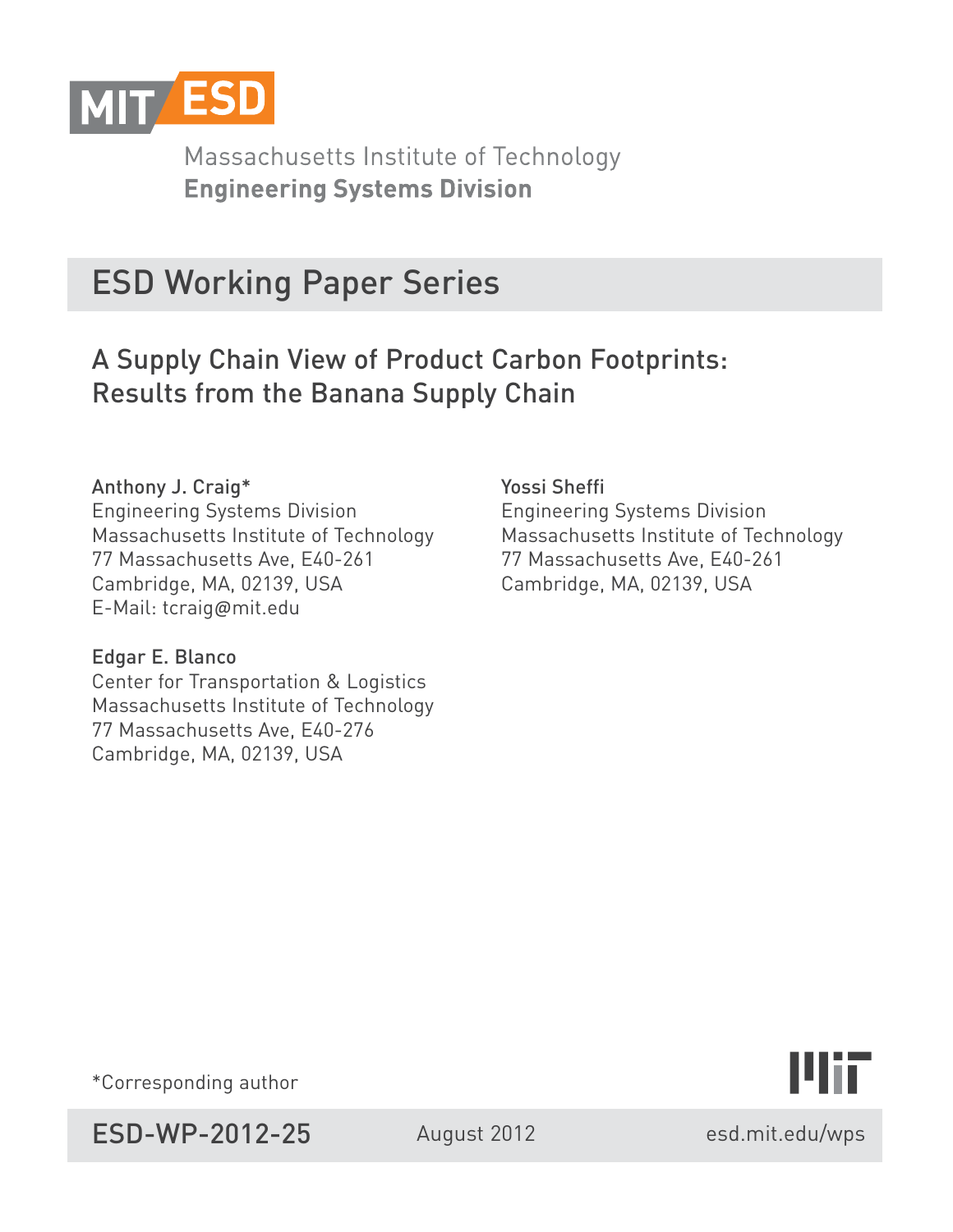MIT ESD

Massachusetts Institute of Technology
**Engineering Systems Division**

# ESD Working Paper Series

## A Supply Chain View of Product Carbon Footprints: Results from the Banana Supply Chain

Anthony J. Craig*
Engineering Systems Division
Massachusetts Institute of Technology
77 Massachusetts Ave, E40-261
Cambridge, MA, 02139, USA
E-Mail: tcraig@mit.edu

Edgar E. Blanco
Center for Transportation & Logistics
Massachusetts Institute of Technology
77 Massachusetts Ave, E40-276
Cambridge, MA, 02139, USA

Yossi Sheffi
Engineering Systems Division
Massachusetts Institute of Technology
77 Massachusetts Ave, E40-261
Cambridge, MA, 02139, USA

*Corresponding author

ESD-WP-2012-25

August 2012

esd.mit.edu/wps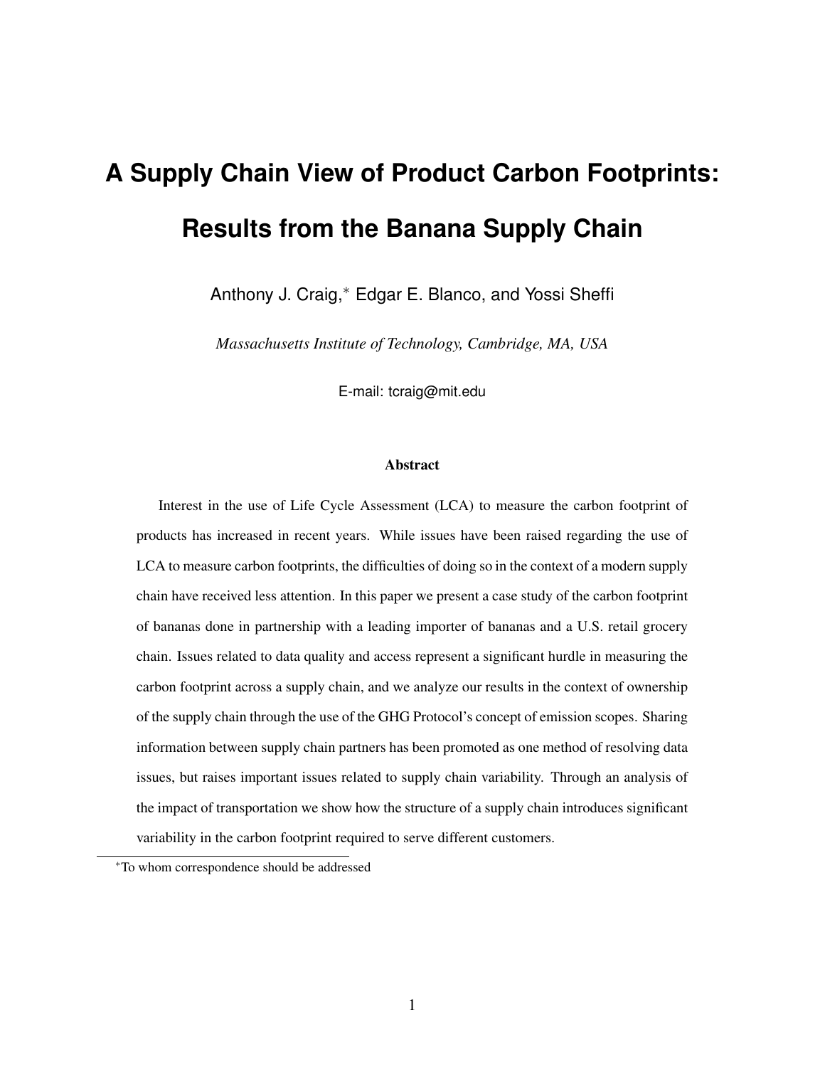# A Supply Chain View of Product Carbon Footprints: Results from the Banana Supply Chain

Anthony J. Craig,* Edgar E. Blanco, and Yossi Sheffi

*Massachusetts Institute of Technology, Cambridge, MA, USA*

E-mail: tcraig@mit.edu

## Abstract

Interest in the use of Life Cycle Assessment (LCA) to measure the carbon footprint of products has increased in recent years. While issues have been raised regarding the use of LCA to measure carbon footprints, the difficulties of doing so in the context of a modern supply chain have received less attention. In this paper we present a case study of the carbon footprint of bananas done in partnership with a leading importer of bananas and a U.S. retail grocery chain. Issues related to data quality and access represent a significant hurdle in measuring the carbon footprint across a supply chain, and we analyze our results in the context of ownership of the supply chain through the use of the GHG Protocol's concept of emission scopes. Sharing information between supply chain partners has been promoted as one method of resolving data issues, but raises important issues related to supply chain variability. Through an analysis of the impact of transportation we show how the structure of a supply chain introduces significant variability in the carbon footprint required to serve different customers.

*To whom correspondence should be addressed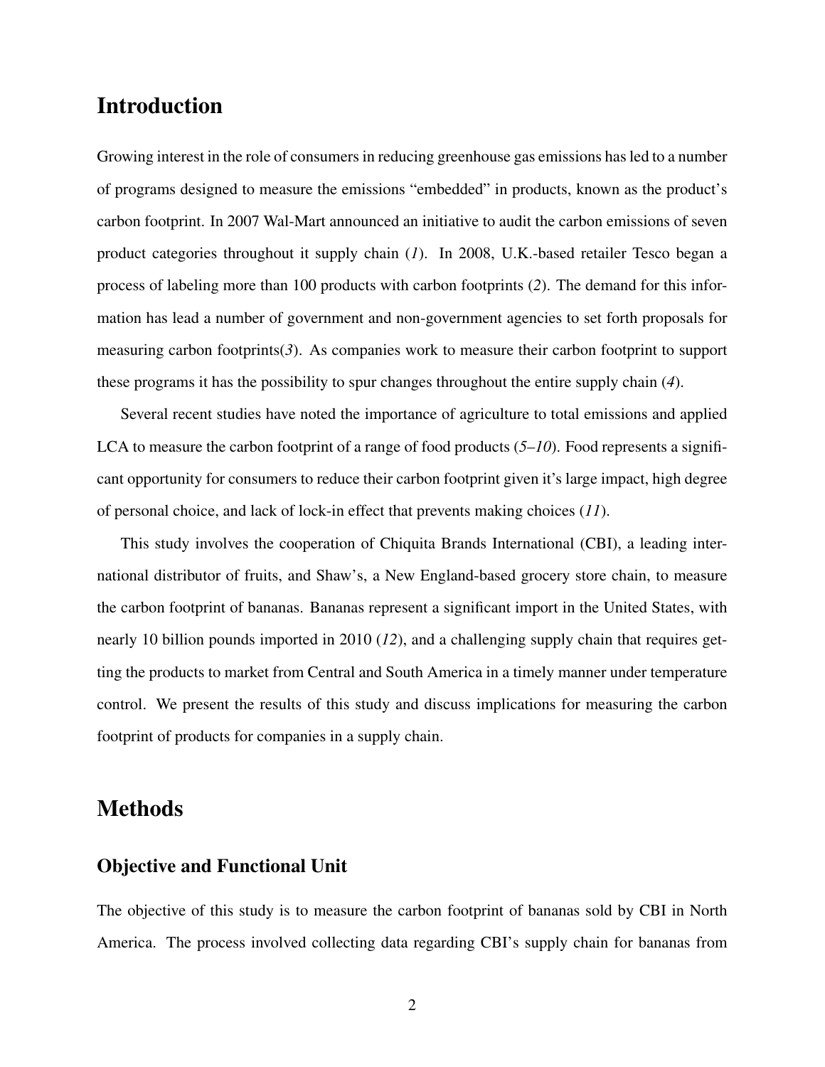# Introduction

Growing interest in the role of consumers in reducing greenhouse gas emissions has led to a number of programs designed to measure the emissions "embedded" in products, known as the product's carbon footprint. In 2007 Wal-Mart announced an initiative to audit the carbon emissions of seven product categories throughout it supply chain (*1*). In 2008, U.K.-based retailer Tesco began a process of labeling more than 100 products with carbon footprints (*2*). The demand for this information has lead a number of government and non-government agencies to set forth proposals for measuring carbon footprints(*3*). As companies work to measure their carbon footprint to support these programs it has the possibility to spur changes throughout the entire supply chain (*4*).

Several recent studies have noted the importance of agriculture to total emissions and applied LCA to measure the carbon footprint of a range of food products (*5–10*). Food represents a significant opportunity for consumers to reduce their carbon footprint given it's large impact, high degree of personal choice, and lack of lock-in effect that prevents making choices (*11*).

This study involves the cooperation of Chiquita Brands International (CBI), a leading international distributor of fruits, and Shaw's, a New England-based grocery store chain, to measure the carbon footprint of bananas. Bananas represent a significant import in the United States, with nearly 10 billion pounds imported in 2010 (*12*), and a challenging supply chain that requires getting the products to market from Central and South America in a timely manner under temperature control. We present the results of this study and discuss implications for measuring the carbon footprint of products for companies in a supply chain.

# Methods

## Objective and Functional Unit

The objective of this study is to measure the carbon footprint of bananas sold by CBI in North America. The process involved collecting data regarding CBI's supply chain for bananas from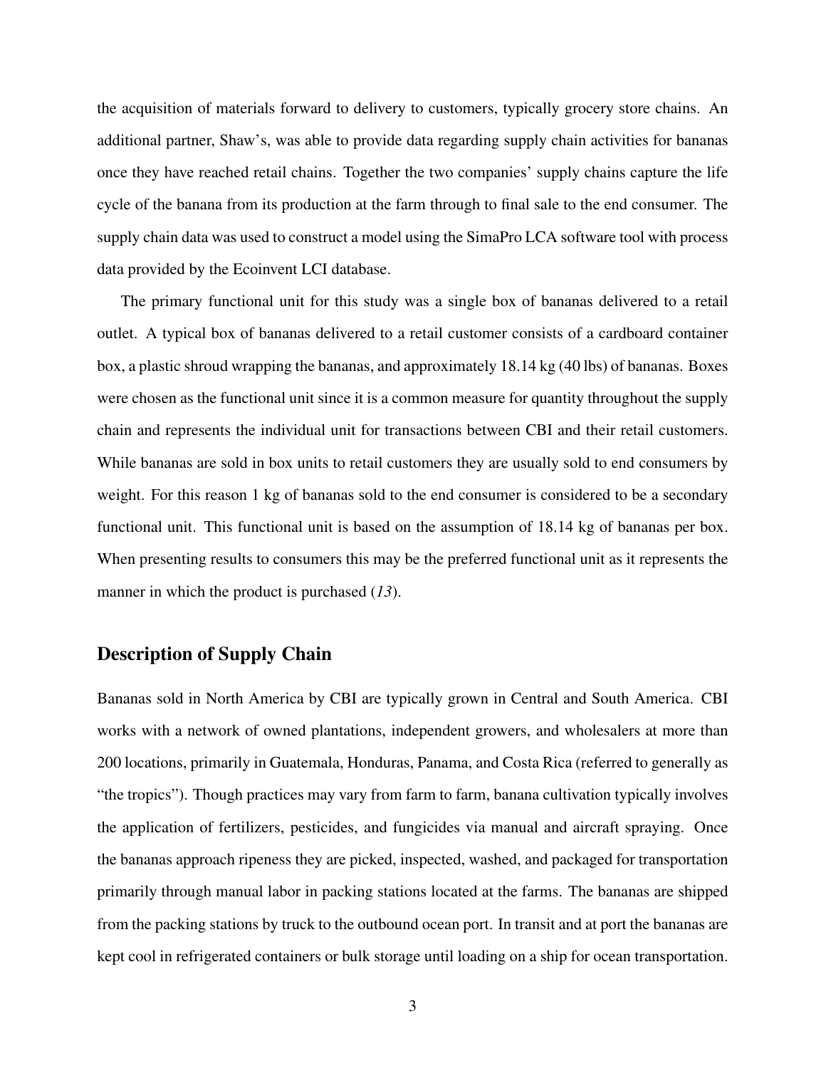the acquisition of materials forward to delivery to customers, typically grocery store chains. An additional partner, Shaw's, was able to provide data regarding supply chain activities for bananas once they have reached retail chains. Together the two companies' supply chains capture the life cycle of the banana from its production at the farm through to final sale to the end consumer. The supply chain data was used to construct a model using the SimaPro LCA software tool with process data provided by the Ecoinvent LCI database.

The primary functional unit for this study was a single box of bananas delivered to a retail outlet. A typical box of bananas delivered to a retail customer consists of a cardboard container box, a plastic shroud wrapping the bananas, and approximately 18.14 kg (40 lbs) of bananas. Boxes were chosen as the functional unit since it is a common measure for quantity throughout the supply chain and represents the individual unit for transactions between CBI and their retail customers. While bananas are sold in box units to retail customers they are usually sold to end consumers by weight. For this reason 1 kg of bananas sold to the end consumer is considered to be a secondary functional unit. This functional unit is based on the assumption of 18.14 kg of bananas per box. When presenting results to consumers this may be the preferred functional unit as it represents the manner in which the product is purchased (*13*).

## Description of Supply Chain

Bananas sold in North America by CBI are typically grown in Central and South America. CBI works with a network of owned plantations, independent growers, and wholesalers at more than 200 locations, primarily in Guatemala, Honduras, Panama, and Costa Rica (referred to generally as "the tropics"). Though practices may vary from farm to farm, banana cultivation typically involves the application of fertilizers, pesticides, and fungicides via manual and aircraft spraying. Once the bananas approach ripeness they are picked, inspected, washed, and packaged for transportation primarily through manual labor in packing stations located at the farms. The bananas are shipped from the packing stations by truck to the outbound ocean port. In transit and at port the bananas are kept cool in refrigerated containers or bulk storage until loading on a ship for ocean transportation.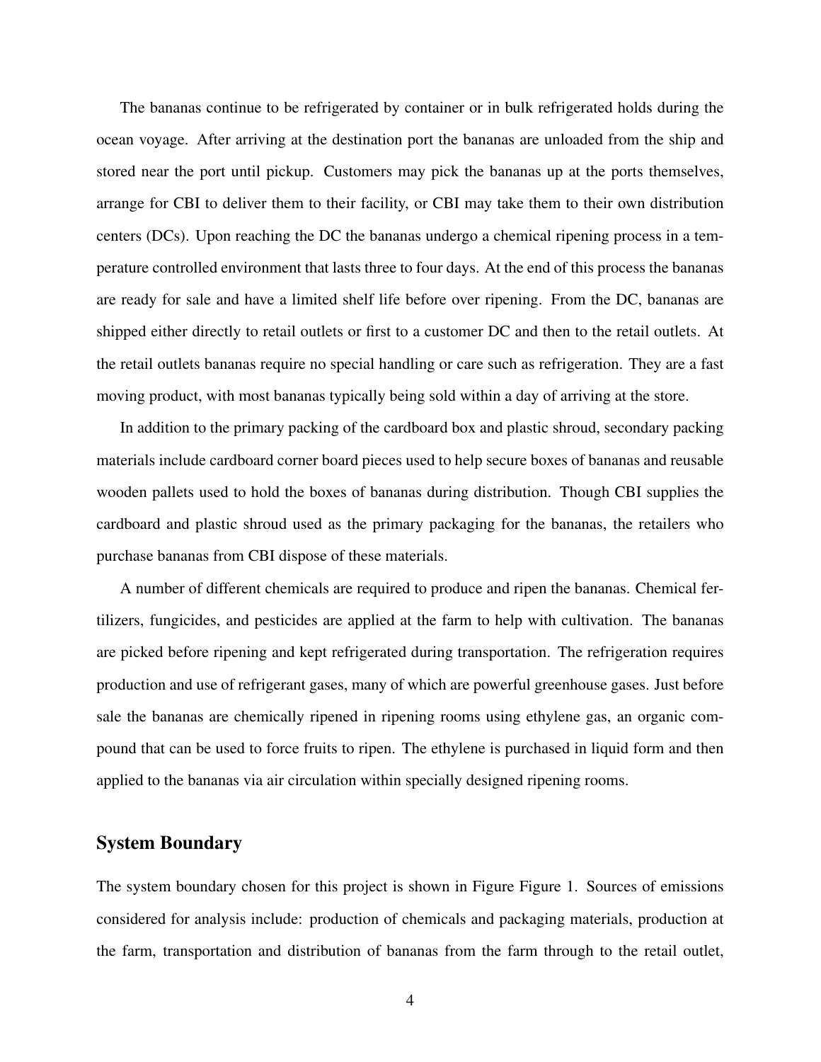The bananas continue to be refrigerated by container or in bulk refrigerated holds during the ocean voyage. After arriving at the destination port the bananas are unloaded from the ship and stored near the port until pickup. Customers may pick the bananas up at the ports themselves, arrange for CBI to deliver them to their facility, or CBI may take them to their own distribution centers (DCs). Upon reaching the DC the bananas undergo a chemical ripening process in a temperature controlled environment that lasts three to four days. At the end of this process the bananas are ready for sale and have a limited shelf life before over ripening. From the DC, bananas are shipped either directly to retail outlets or first to a customer DC and then to the retail outlets. At the retail outlets bananas require no special handling or care such as refrigeration. They are a fast moving product, with most bananas typically being sold within a day of arriving at the store.

In addition to the primary packing of the cardboard box and plastic shroud, secondary packing materials include cardboard corner board pieces used to help secure boxes of bananas and reusable wooden pallets used to hold the boxes of bananas during distribution. Though CBI supplies the cardboard and plastic shroud used as the primary packaging for the bananas, the retailers who purchase bananas from CBI dispose of these materials.

A number of different chemicals are required to produce and ripen the bananas. Chemical fertilizers, fungicides, and pesticides are applied at the farm to help with cultivation. The bananas are picked before ripening and kept refrigerated during transportation. The refrigeration requires production and use of refrigerant gases, many of which are powerful greenhouse gases. Just before sale the bananas are chemically ripened in ripening rooms using ethylene gas, an organic compound that can be used to force fruits to ripen. The ethylene is purchased in liquid form and then applied to the bananas via air circulation within specially designed ripening rooms.

## System Boundary

The system boundary chosen for this project is shown in Figure Figure 1. Sources of emissions considered for analysis include: production of chemicals and packaging materials, production at the farm, transportation and distribution of bananas from the farm through to the retail outlet,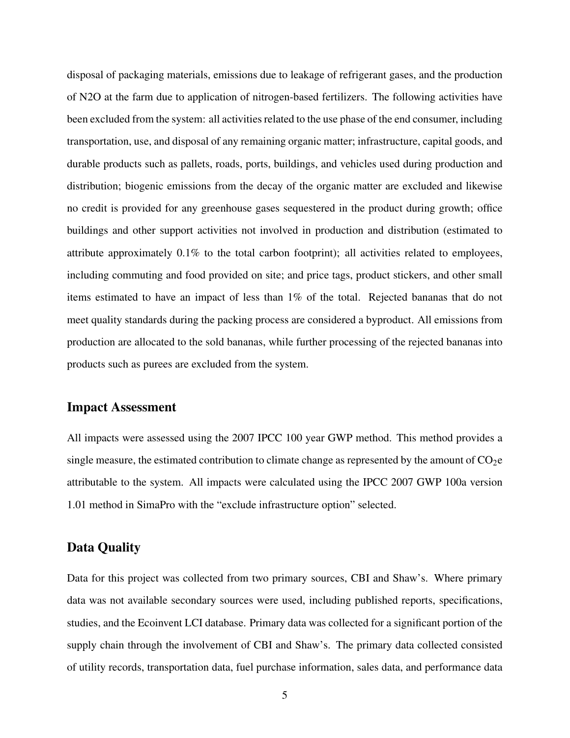disposal of packaging materials, emissions due to leakage of refrigerant gases, and the production of N2O at the farm due to application of nitrogen-based fertilizers. The following activities have been excluded from the system: all activities related to the use phase of the end consumer, including transportation, use, and disposal of any remaining organic matter; infrastructure, capital goods, and durable products such as pallets, roads, ports, buildings, and vehicles used during production and distribution; biogenic emissions from the decay of the organic matter are excluded and likewise no credit is provided for any greenhouse gases sequestered in the product during growth; office buildings and other support activities not involved in production and distribution (estimated to attribute approximately 0.1% to the total carbon footprint); all activities related to employees, including commuting and food provided on site; and price tags, product stickers, and other small items estimated to have an impact of less than 1% of the total. Rejected bananas that do not meet quality standards during the packing process are considered a byproduct. All emissions from production are allocated to the sold bananas, while further processing of the rejected bananas into products such as purees are excluded from the system.

## Impact Assessment

All impacts were assessed using the 2007 IPCC 100 year GWP method. This method provides a single measure, the estimated contribution to climate change as represented by the amount of $CO_2e$ attributable to the system. All impacts were calculated using the IPCC 2007 GWP 100a version 1.01 method in SimaPro with the "exclude infrastructure option" selected.

## Data Quality

Data for this project was collected from two primary sources, CBI and Shaw's. Where primary data was not available secondary sources were used, including published reports, specifications, studies, and the Ecoinvent LCI database. Primary data was collected for a significant portion of the supply chain through the involvement of CBI and Shaw's. The primary data collected consisted of utility records, transportation data, fuel purchase information, sales data, and performance data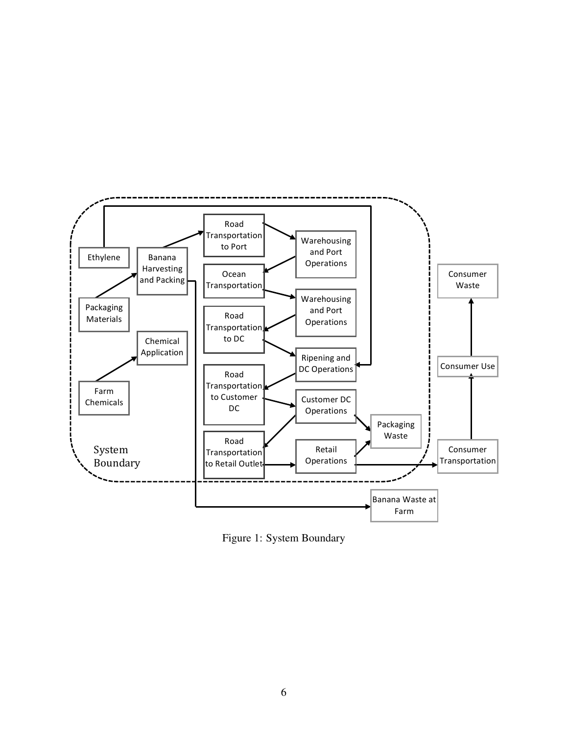Figure 1: System Boundary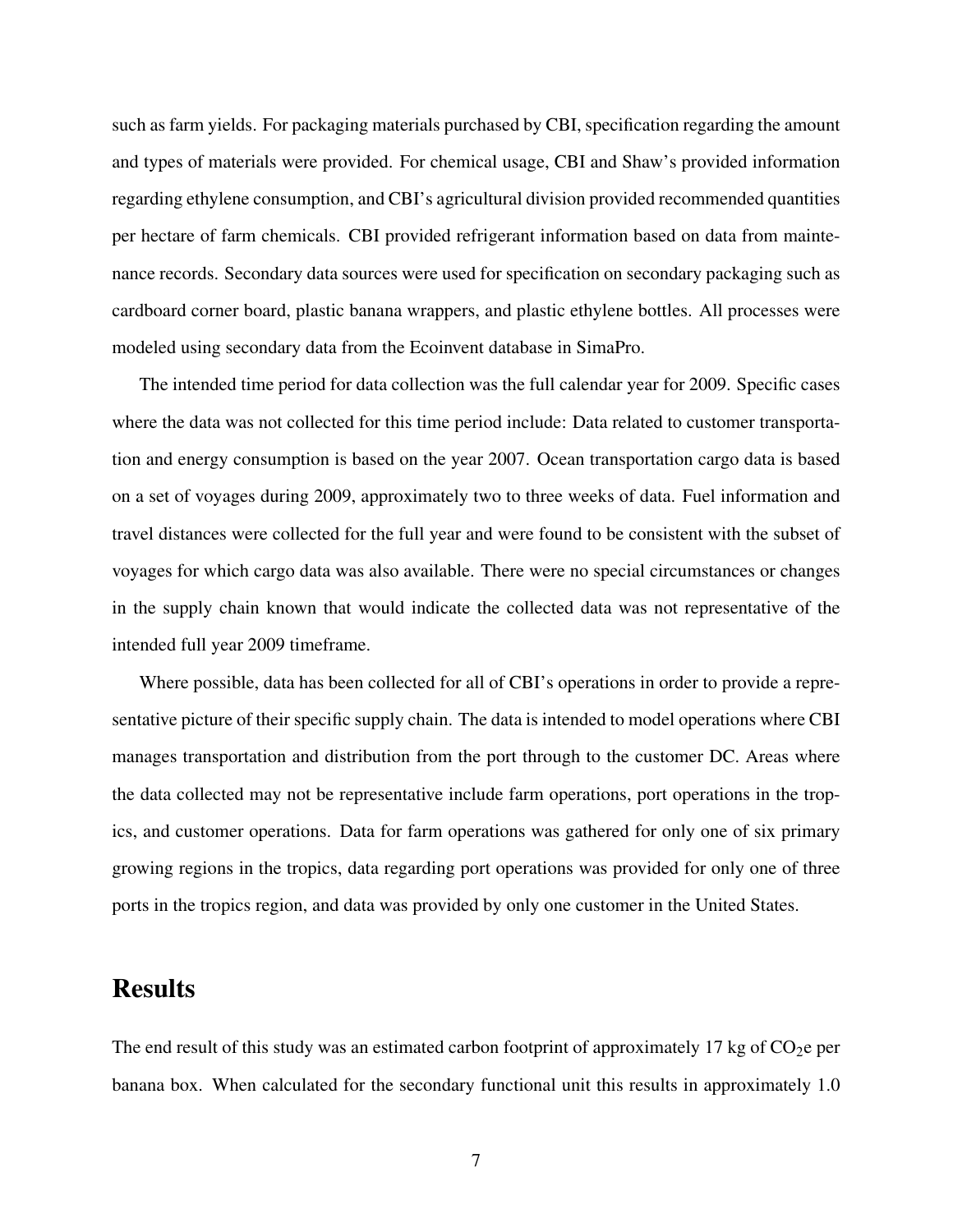such as farm yields. For packaging materials purchased by CBI, specification regarding the amount and types of materials were provided. For chemical usage, CBI and Shaw's provided information regarding ethylene consumption, and CBI's agricultural division provided recommended quantities per hectare of farm chemicals. CBI provided refrigerant information based on data from maintenance records. Secondary data sources were used for specification on secondary packaging such as cardboard corner board, plastic banana wrappers, and plastic ethylene bottles. All processes were modeled using secondary data from the Ecoinvent database in SimaPro.

The intended time period for data collection was the full calendar year for 2009. Specific cases where the data was not collected for this time period include: Data related to customer transportation and energy consumption is based on the year 2007. Ocean transportation cargo data is based on a set of voyages during 2009, approximately two to three weeks of data. Fuel information and travel distances were collected for the full year and were found to be consistent with the subset of voyages for which cargo data was also available. There were no special circumstances or changes in the supply chain known that would indicate the collected data was not representative of the intended full year 2009 timeframe.

Where possible, data has been collected for all of CBI's operations in order to provide a representative picture of their specific supply chain. The data is intended to model operations where CBI manages transportation and distribution from the port through to the customer DC. Areas where the data collected may not be representative include farm operations, port operations in the tropics, and customer operations. Data for farm operations was gathered for only one of six primary growing regions in the tropics, data regarding port operations was provided for only one of three ports in the tropics region, and data was provided by only one customer in the United States.

## Results

The end result of this study was an estimated carbon footprint of approximately 17 kg of $CO_2$e per banana box. When calculated for the secondary functional unit this results in approximately 1.0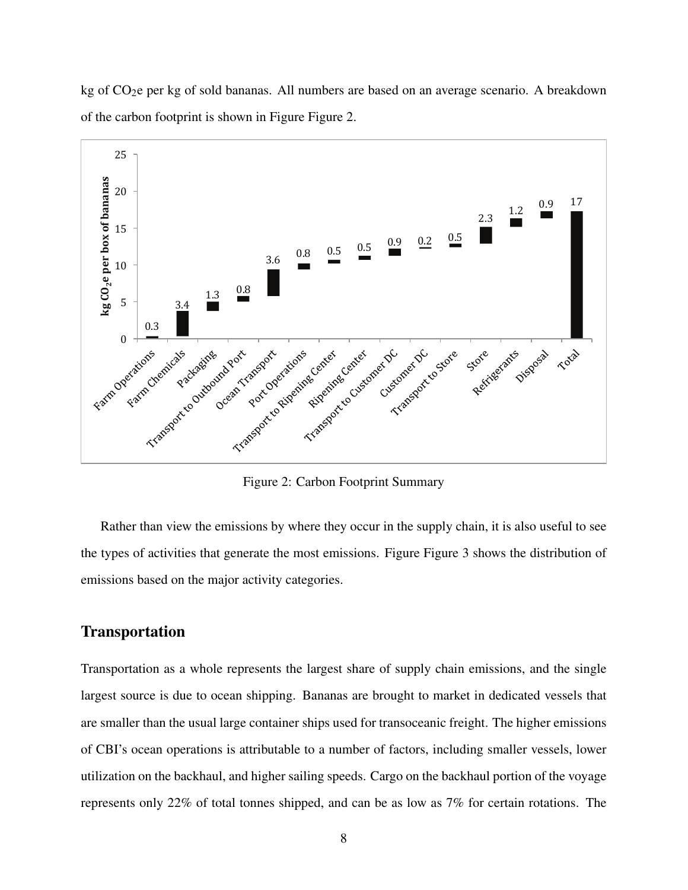kg of $CO_2$e per kg of sold bananas. All numbers are based on an average scenario. A breakdown of the carbon footprint is shown in Figure Figure 2.

Figure 2: Carbon Footprint Summary

Rather than view the emissions by where they occur in the supply chain, it is also useful to see the types of activities that generate the most emissions. Figure Figure 3 shows the distribution of emissions based on the major activity categories.

## Transportation

Transportation as a whole represents the largest share of supply chain emissions, and the single largest source is due to ocean shipping. Bananas are brought to market in dedicated vessels that are smaller than the usual large container ships used for transoceanic freight. The higher emissions of CBI's ocean operations is attributable to a number of factors, including smaller vessels, lower utilization on the backhaul, and higher sailing speeds. Cargo on the backhaul portion of the voyage represents only 22% of total tonnes shipped, and can be as low as 7% for certain rotations. The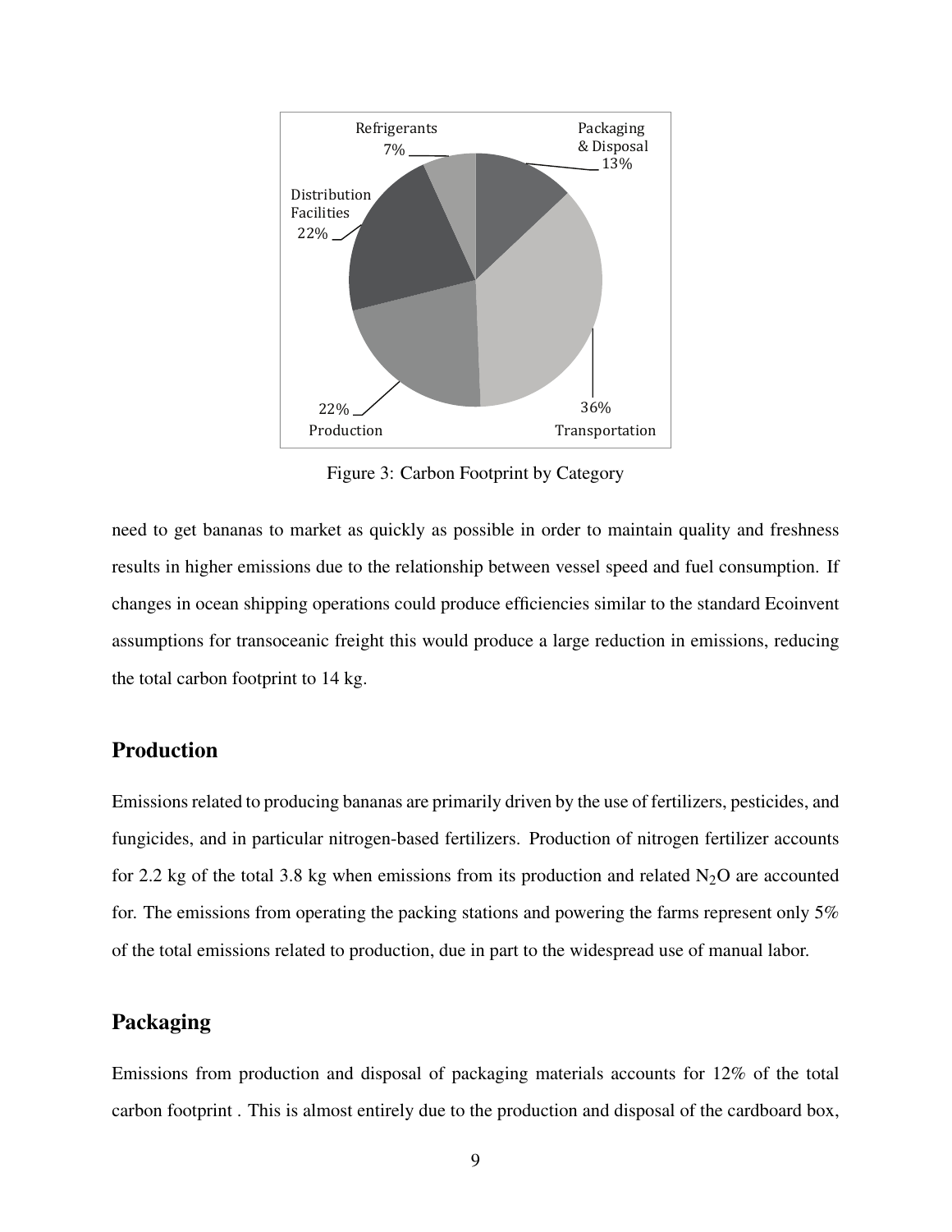Figure 3: Carbon Footprint by Category

need to get bananas to market as quickly as possible in order to maintain quality and freshness results in higher emissions due to the relationship between vessel speed and fuel consumption. If changes in ocean shipping operations could produce efficiencies similar to the standard Ecoinvent assumptions for transoceanic freight this would produce a large reduction in emissions, reducing the total carbon footprint to 14 kg.

## Production

Emissions related to producing bananas are primarily driven by the use of fertilizers, pesticides, and fungicides, and in particular nitrogen-based fertilizers. Production of nitrogen fertilizer accounts for 2.2 kg of the total 3.8 kg when emissions from its production and related $N_2O$ are accounted for. The emissions from operating the packing stations and powering the farms represent only 5% of the total emissions related to production, due in part to the widespread use of manual labor.

## Packaging

Emissions from production and disposal of packaging materials accounts for 12% of the total carbon footprint . This is almost entirely due to the production and disposal of the cardboard box,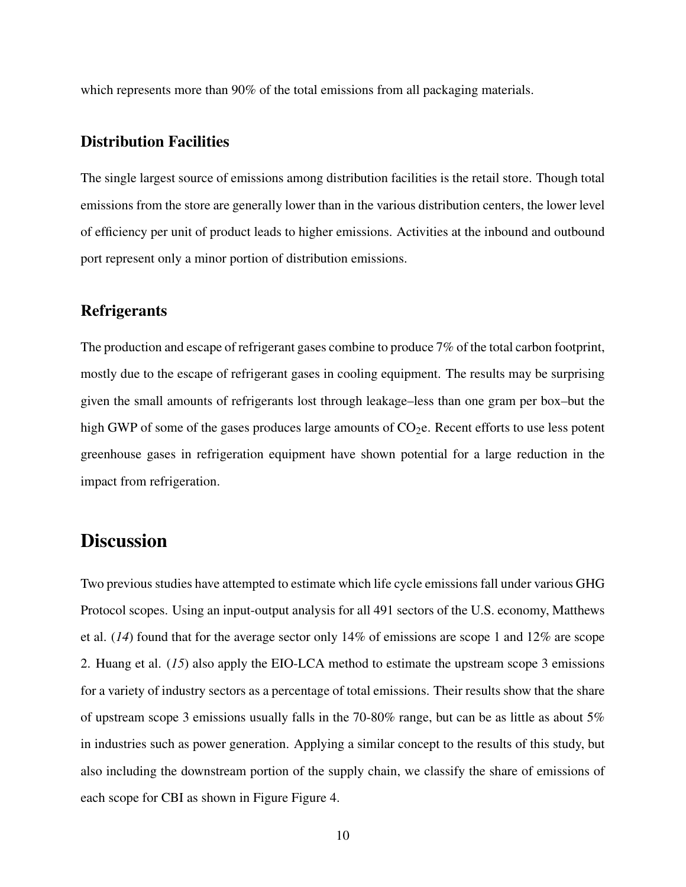which represents more than 90% of the total emissions from all packaging materials.

### Distribution Facilities

The single largest source of emissions among distribution facilities is the retail store. Though total emissions from the store are generally lower than in the various distribution centers, the lower level of efficiency per unit of product leads to higher emissions. Activities at the inbound and outbound port represent only a minor portion of distribution emissions.

### Refrigerants

The production and escape of refrigerant gases combine to produce 7% of the total carbon footprint, mostly due to the escape of refrigerant gases in cooling equipment. The results may be surprising given the small amounts of refrigerants lost through leakage–less than one gram per box–but the high GWP of some of the gases produces large amounts of $CO_2$e. Recent efforts to use less potent greenhouse gases in refrigeration equipment have shown potential for a large reduction in the impact from refrigeration.

## Discussion

Two previous studies have attempted to estimate which life cycle emissions fall under various GHG Protocol scopes. Using an input-output analysis for all 491 sectors of the U.S. economy, Matthews et al. (*14*) found that for the average sector only 14% of emissions are scope 1 and 12% are scope 2. Huang et al. (*15*) also apply the EIO-LCA method to estimate the upstream scope 3 emissions for a variety of industry sectors as a percentage of total emissions. Their results show that the share of upstream scope 3 emissions usually falls in the 70-80% range, but can be as little as about 5% in industries such as power generation. Applying a similar concept to the results of this study, but also including the downstream portion of the supply chain, we classify the share of emissions of each scope for CBI as shown in Figure Figure 4.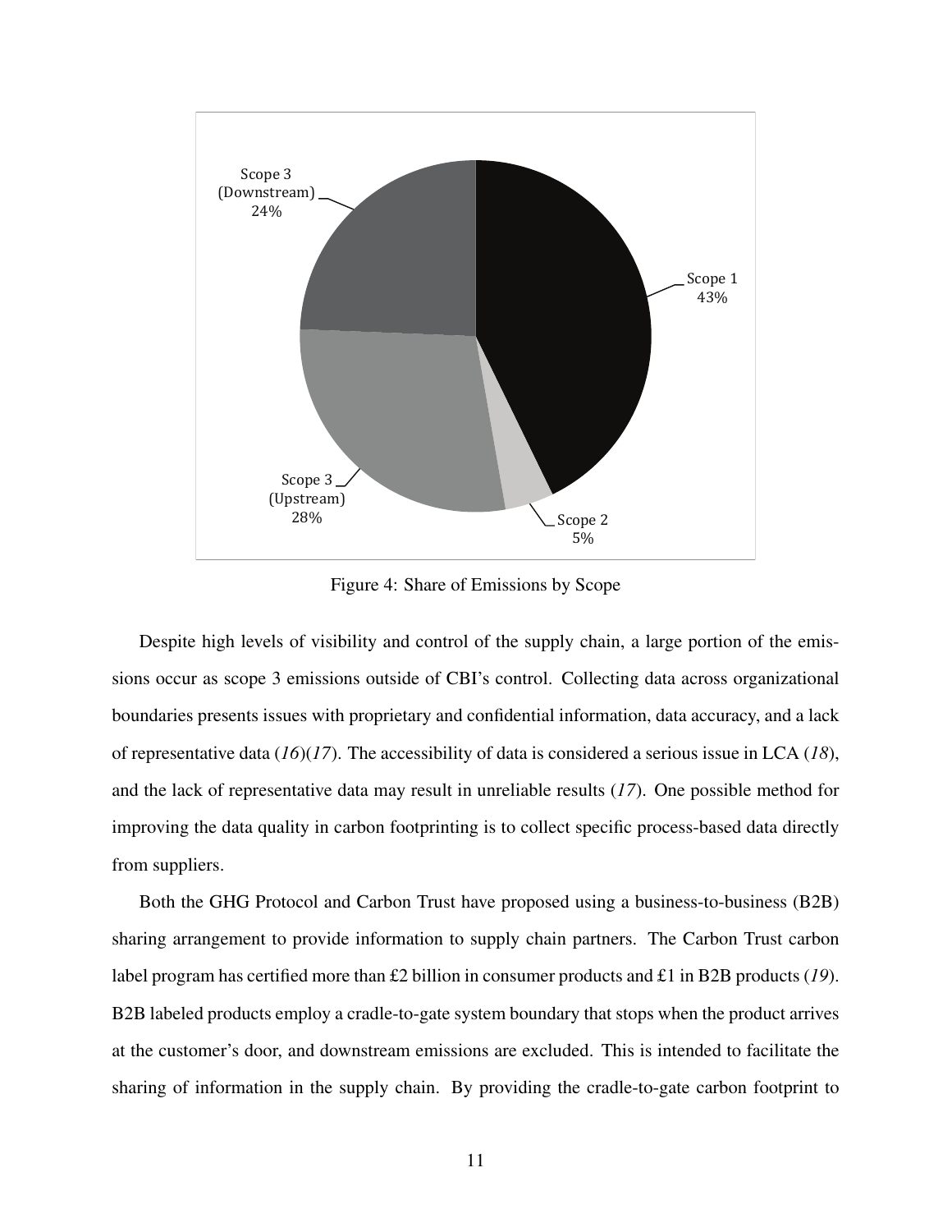Figure 4: Share of Emissions by Scope

Despite high levels of visibility and control of the supply chain, a large portion of the emissions occur as scope 3 emissions outside of CBI's control. Collecting data across organizational boundaries presents issues with proprietary and confidential information, data accuracy, and a lack of representative data (*16*)(*17*). The accessibility of data is considered a serious issue in LCA (*18*), and the lack of representative data may result in unreliable results (*17*). One possible method for improving the data quality in carbon footprinting is to collect specific process-based data directly from suppliers.

Both the GHG Protocol and Carbon Trust have proposed using a business-to-business (B2B) sharing arrangement to provide information to supply chain partners. The Carbon Trust carbon label program has certified more than £2 billion in consumer products and £1 in B2B products (*19*). B2B labeled products employ a cradle-to-gate system boundary that stops when the product arrives at the customer's door, and downstream emissions are excluded. This is intended to facilitate the sharing of information in the supply chain. By providing the cradle-to-gate carbon footprint to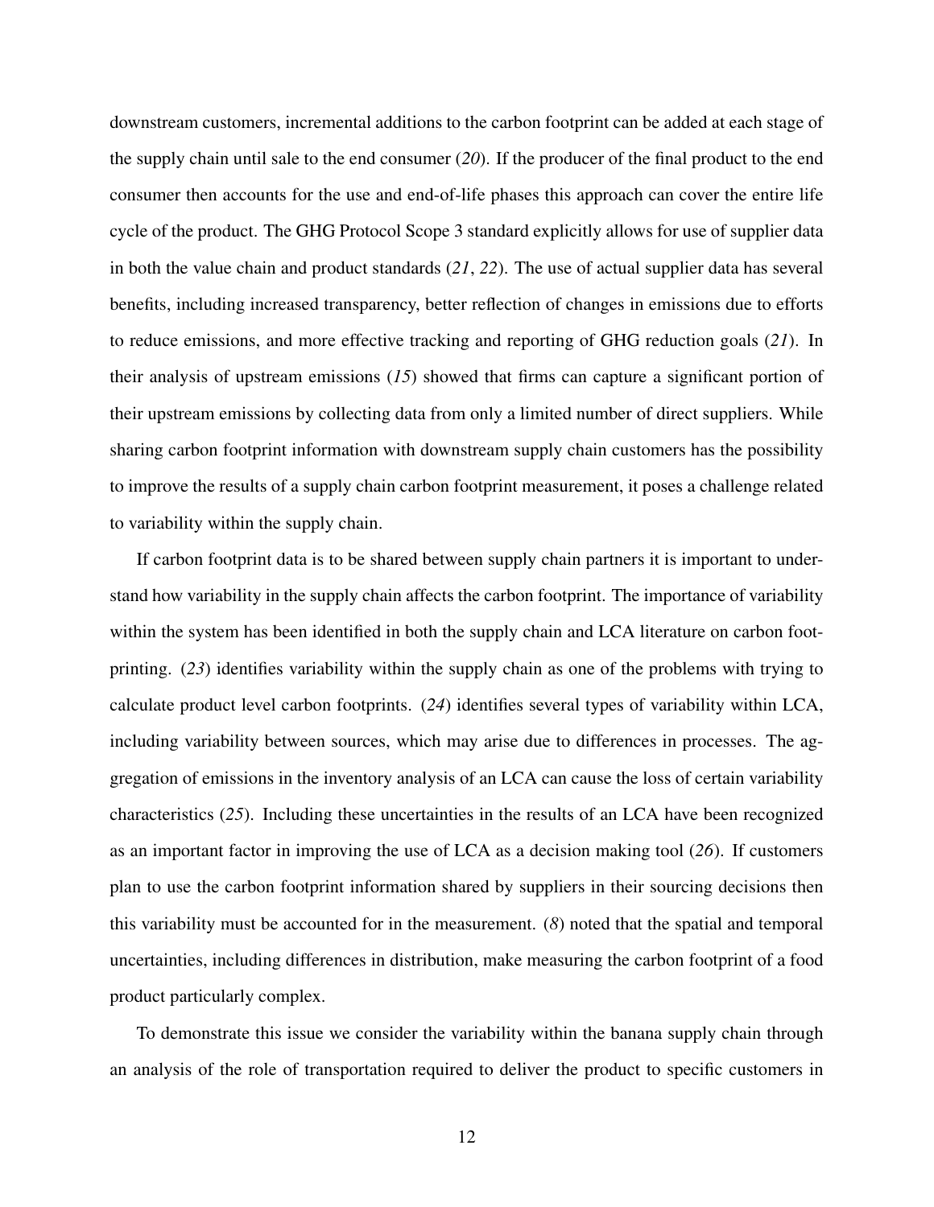downstream customers, incremental additions to the carbon footprint can be added at each stage of the supply chain until sale to the end consumer (*20*). If the producer of the final product to the end consumer then accounts for the use and end-of-life phases this approach can cover the entire life cycle of the product. The GHG Protocol Scope 3 standard explicitly allows for use of supplier data in both the value chain and product standards (*21*, *22*). The use of actual supplier data has several benefits, including increased transparency, better reflection of changes in emissions due to efforts to reduce emissions, and more effective tracking and reporting of GHG reduction goals (*21*). In their analysis of upstream emissions (*15*) showed that firms can capture a significant portion of their upstream emissions by collecting data from only a limited number of direct suppliers. While sharing carbon footprint information with downstream supply chain customers has the possibility to improve the results of a supply chain carbon footprint measurement, it poses a challenge related to variability within the supply chain.

If carbon footprint data is to be shared between supply chain partners it is important to understand how variability in the supply chain affects the carbon footprint. The importance of variability within the system has been identified in both the supply chain and LCA literature on carbon footprinting. (*23*) identifies variability within the supply chain as one of the problems with trying to calculate product level carbon footprints. (*24*) identifies several types of variability within LCA, including variability between sources, which may arise due to differences in processes. The aggregation of emissions in the inventory analysis of an LCA can cause the loss of certain variability characteristics (*25*). Including these uncertainties in the results of an LCA have been recognized as an important factor in improving the use of LCA as a decision making tool (*26*). If customers plan to use the carbon footprint information shared by suppliers in their sourcing decisions then this variability must be accounted for in the measurement. (*8*) noted that the spatial and temporal uncertainties, including differences in distribution, make measuring the carbon footprint of a food product particularly complex.

To demonstrate this issue we consider the variability within the banana supply chain through an analysis of the role of transportation required to deliver the product to specific customers in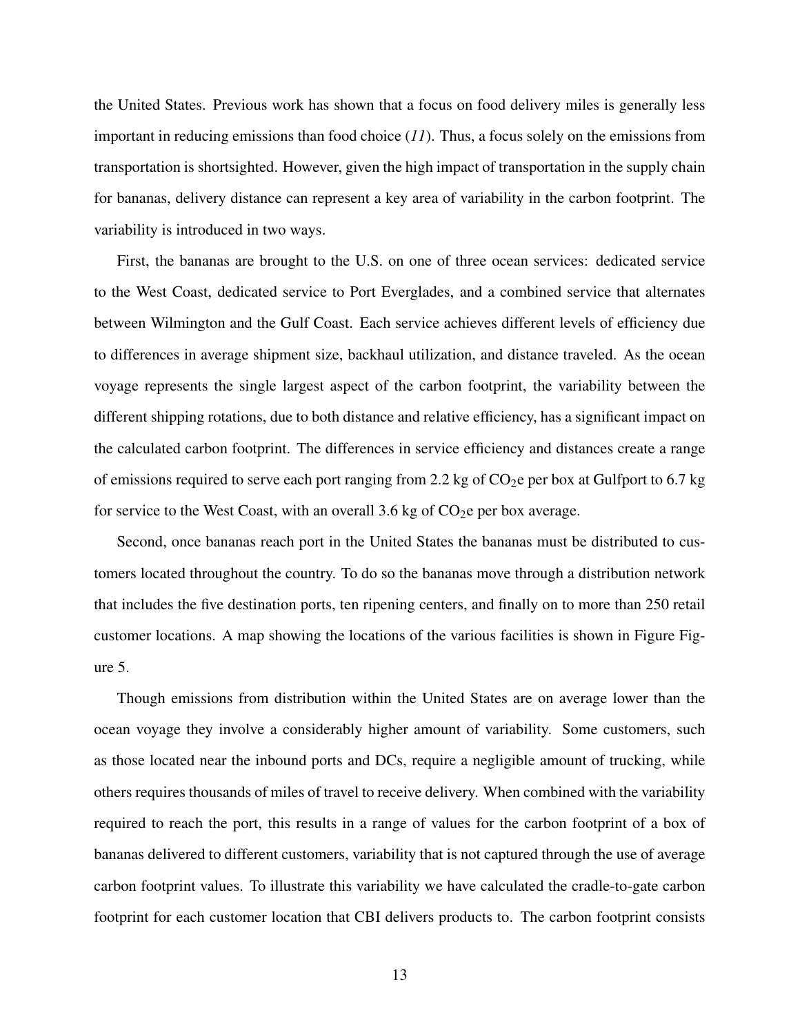the United States. Previous work has shown that a focus on food delivery miles is generally less important in reducing emissions than food choice (*11*). Thus, a focus solely on the emissions from transportation is shortsighted. However, given the high impact of transportation in the supply chain for bananas, delivery distance can represent a key area of variability in the carbon footprint. The variability is introduced in two ways.

First, the bananas are brought to the U.S. on one of three ocean services: dedicated service to the West Coast, dedicated service to Port Everglades, and a combined service that alternates between Wilmington and the Gulf Coast. Each service achieves different levels of efficiency due to differences in average shipment size, backhaul utilization, and distance traveled. As the ocean voyage represents the single largest aspect of the carbon footprint, the variability between the different shipping rotations, due to both distance and relative efficiency, has a significant impact on the calculated carbon footprint. The differences in service efficiency and distances create a range of emissions required to serve each port ranging from 2.2 kg of $CO_2$e per box at Gulfport to 6.7 kg for service to the West Coast, with an overall 3.6 kg of $CO_2$e per box average.

Second, once bananas reach port in the United States the bananas must be distributed to customers located throughout the country. To do so the bananas move through a distribution network that includes the five destination ports, ten ripening centers, and finally on to more than 250 retail customer locations. A map showing the locations of the various facilities is shown in Figure Figure 5.

Though emissions from distribution within the United States are on average lower than the ocean voyage they involve a considerably higher amount of variability. Some customers, such as those located near the inbound ports and DCs, require a negligible amount of trucking, while others requires thousands of miles of travel to receive delivery. When combined with the variability required to reach the port, this results in a range of values for the carbon footprint of a box of bananas delivered to different customers, variability that is not captured through the use of average carbon footprint values. To illustrate this variability we have calculated the cradle-to-gate carbon footprint for each customer location that CBI delivers products to. The carbon footprint consists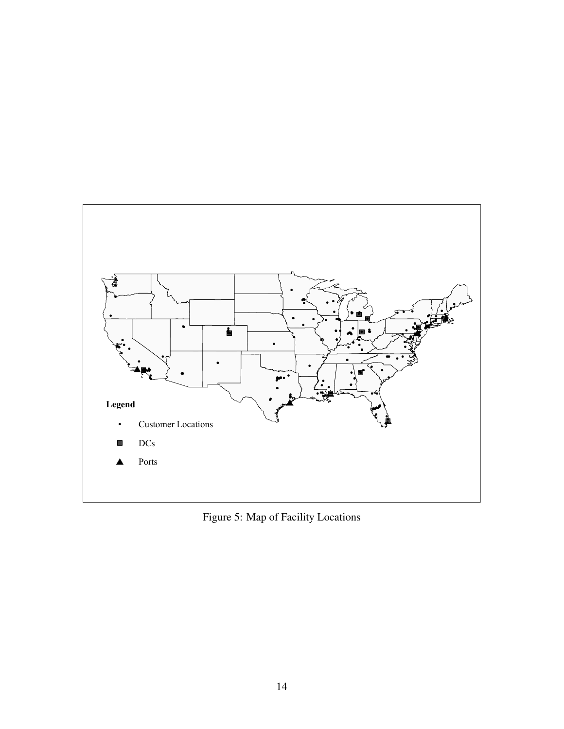Figure 5: Map of Facility Locations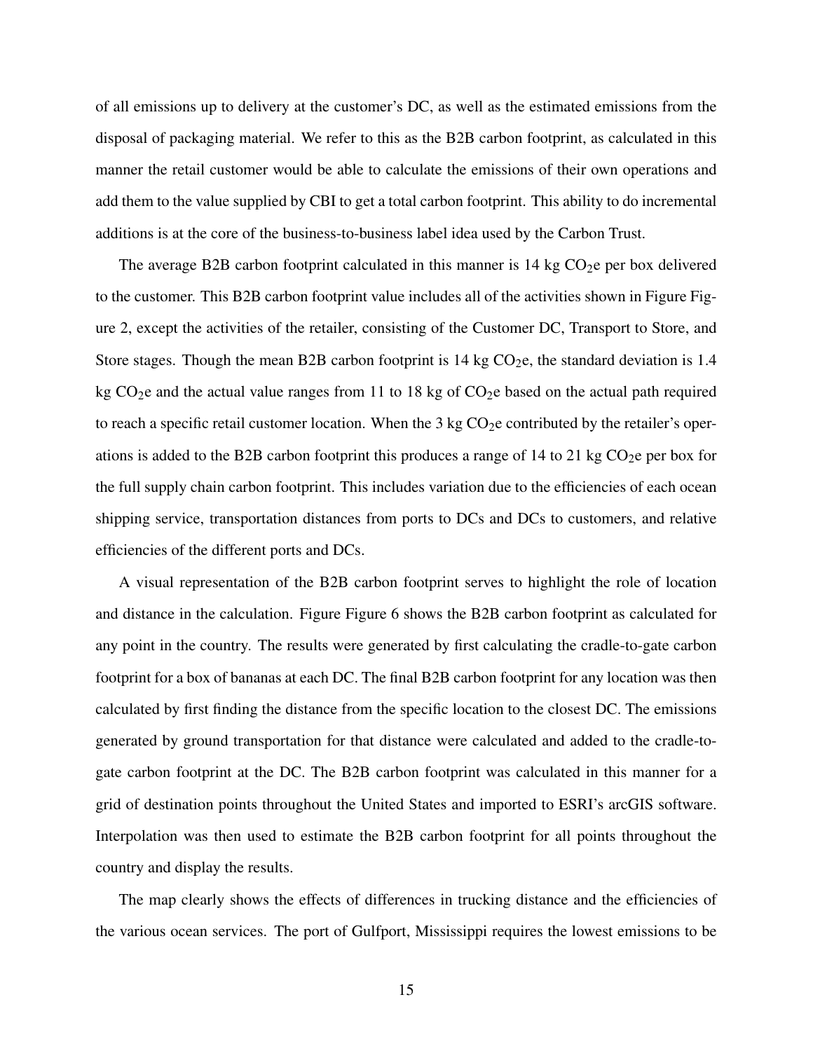of all emissions up to delivery at the customer's DC, as well as the estimated emissions from the disposal of packaging material. We refer to this as the B2B carbon footprint, as calculated in this manner the retail customer would be able to calculate the emissions of their own operations and add them to the value supplied by CBI to get a total carbon footprint. This ability to do incremental additions is at the core of the business-to-business label idea used by the Carbon Trust.

The average B2B carbon footprint calculated in this manner is 14 kg $CO_2$e per box delivered to the customer. This B2B carbon footprint value includes all of the activities shown in Figure Figure 2, except the activities of the retailer, consisting of the Customer DC, Transport to Store, and Store stages. Though the mean B2B carbon footprint is 14 kg $CO_2$e, the standard deviation is 1.4 kg $CO_2$e and the actual value ranges from 11 to 18 kg of $CO_2$e based on the actual path required to reach a specific retail customer location. When the 3 kg $CO_2$e contributed by the retailer's operations is added to the B2B carbon footprint this produces a range of 14 to 21 kg $CO_2$e per box for the full supply chain carbon footprint. This includes variation due to the efficiencies of each ocean shipping service, transportation distances from ports to DCs and DCs to customers, and relative efficiencies of the different ports and DCs.

A visual representation of the B2B carbon footprint serves to highlight the role of location and distance in the calculation. Figure Figure 6 shows the B2B carbon footprint as calculated for any point in the country. The results were generated by first calculating the cradle-to-gate carbon footprint for a box of bananas at each DC. The final B2B carbon footprint for any location was then calculated by first finding the distance from the specific location to the closest DC. The emissions generated by ground transportation for that distance were calculated and added to the cradle-to-gate carbon footprint at the DC. The B2B carbon footprint was calculated in this manner for a grid of destination points throughout the United States and imported to ESRI's arcGIS software. Interpolation was then used to estimate the B2B carbon footprint for all points throughout the country and display the results.

The map clearly shows the effects of differences in trucking distance and the efficiencies of the various ocean services. The port of Gulfport, Mississippi requires the lowest emissions to be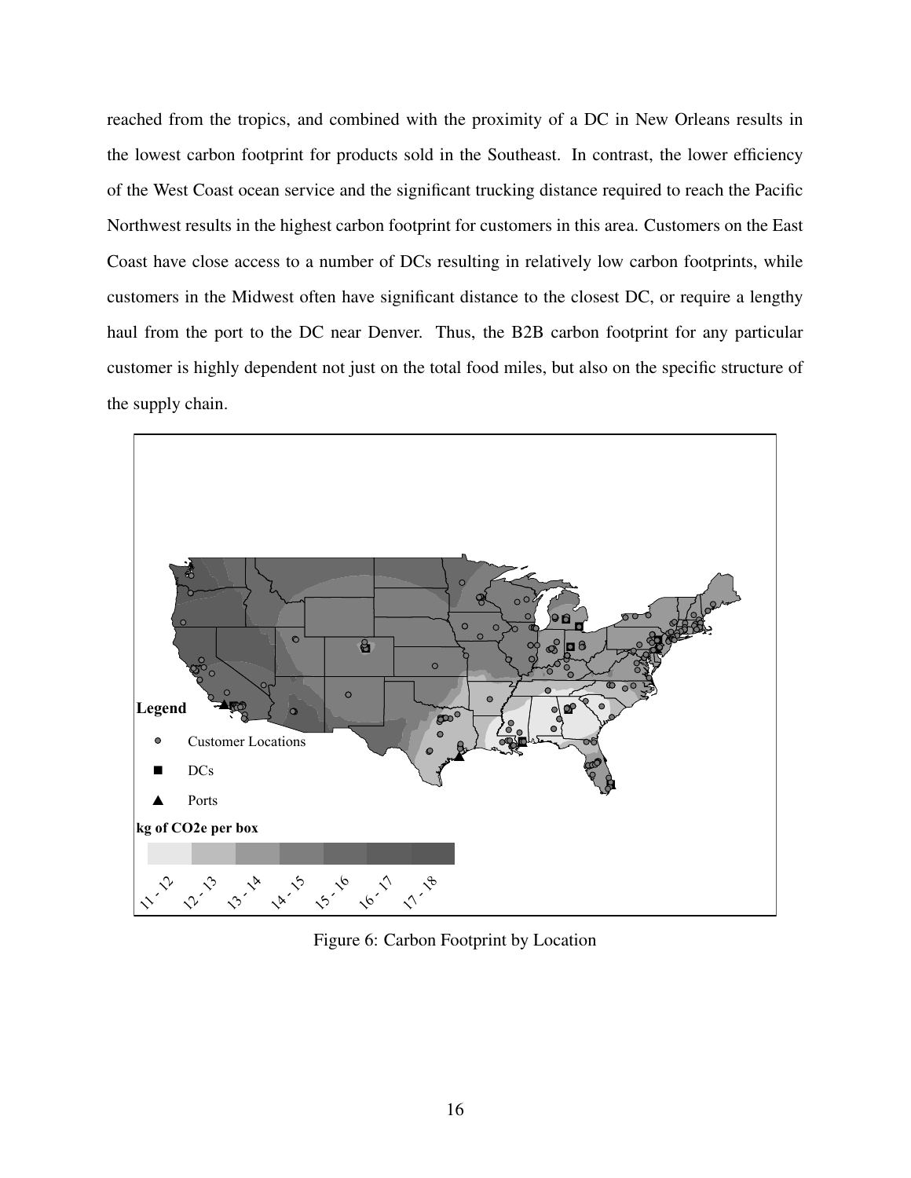reached from the tropics, and combined with the proximity of a DC in New Orleans results in the lowest carbon footprint for products sold in the Southeast. In contrast, the lower efficiency of the West Coast ocean service and the significant trucking distance required to reach the Pacific Northwest results in the highest carbon footprint for customers in this area. Customers on the East Coast have close access to a number of DCs resulting in relatively low carbon footprints, while customers in the Midwest often have significant distance to the closest DC, or require a lengthy haul from the port to the DC near Denver. Thus, the B2B carbon footprint for any particular customer is highly dependent not just on the total food miles, but also on the specific structure of the supply chain.

Figure 6: Carbon Footprint by Location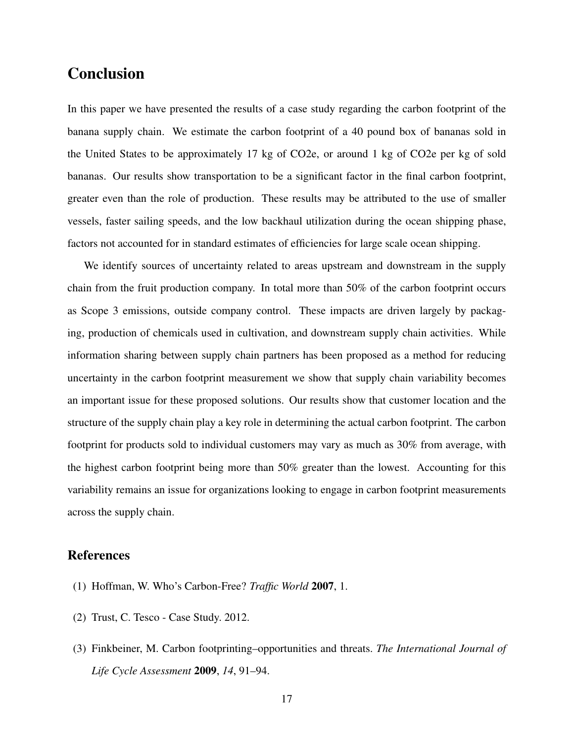## Conclusion

In this paper we have presented the results of a case study regarding the carbon footprint of the banana supply chain. We estimate the carbon footprint of a 40 pound box of bananas sold in the United States to be approximately 17 kg of CO2e, or around 1 kg of CO2e per kg of sold bananas. Our results show transportation to be a significant factor in the final carbon footprint, greater even than the role of production. These results may be attributed to the use of smaller vessels, faster sailing speeds, and the low backhaul utilization during the ocean shipping phase, factors not accounted for in standard estimates of efficiencies for large scale ocean shipping.

We identify sources of uncertainty related to areas upstream and downstream in the supply chain from the fruit production company. In total more than 50% of the carbon footprint occurs as Scope 3 emissions, outside company control. These impacts are driven largely by packaging, production of chemicals used in cultivation, and downstream supply chain activities. While information sharing between supply chain partners has been proposed as a method for reducing uncertainty in the carbon footprint measurement we show that supply chain variability becomes an important issue for these proposed solutions. Our results show that customer location and the structure of the supply chain play a key role in determining the actual carbon footprint. The carbon footprint for products sold to individual customers may vary as much as 30% from average, with the highest carbon footprint being more than 50% greater than the lowest. Accounting for this variability remains an issue for organizations looking to engage in carbon footprint measurements across the supply chain.

## References

(1) Hoffman, W. Who's Carbon-Free? *Traffic World* **2007**, 1.

(2) Trust, C. Tesco - Case Study. 2012.

(3) Finkbeiner, M. Carbon footprinting–opportunities and threats. *The International Journal of Life Cycle Assessment* **2009**, *14*, 91–94.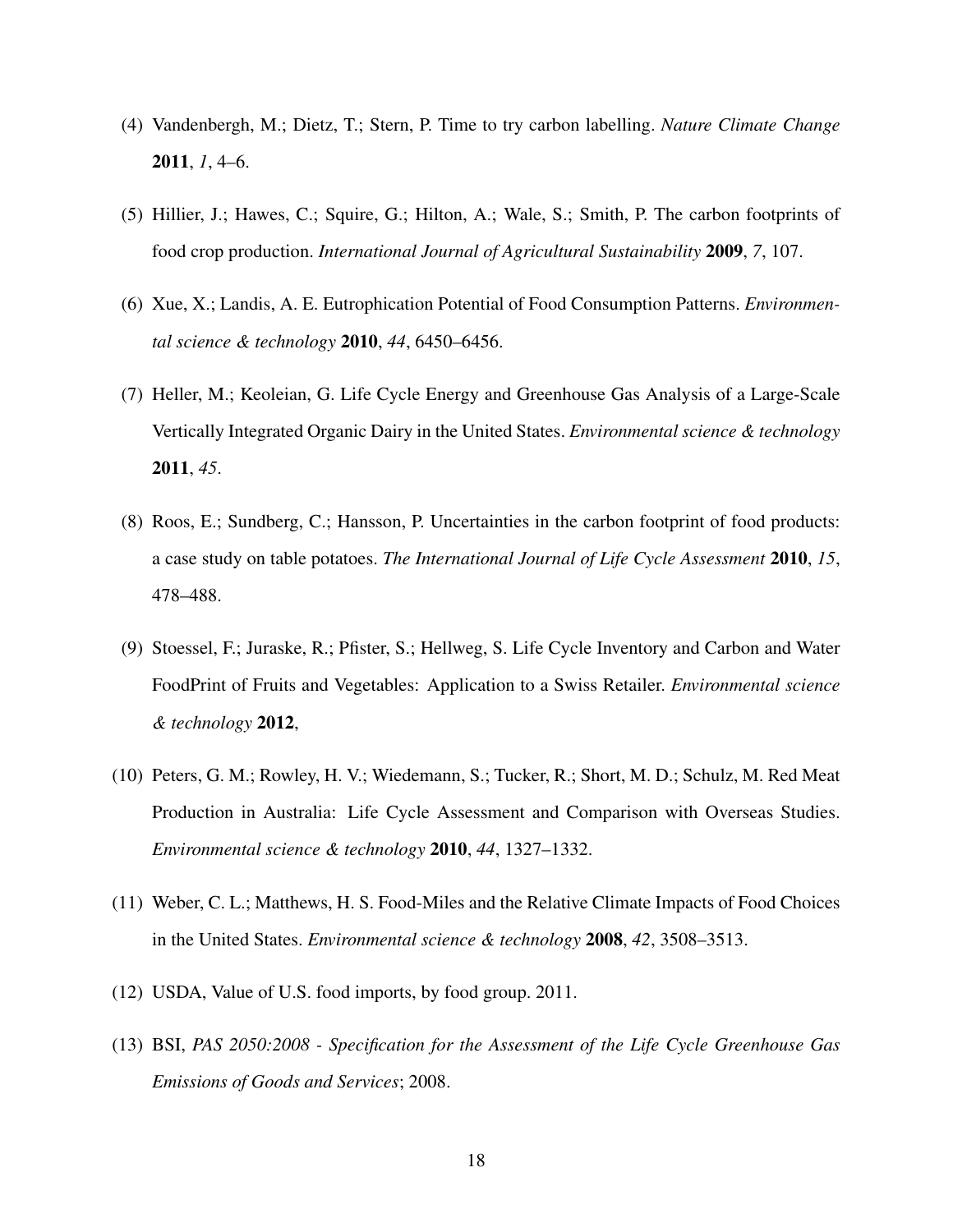(4) Vandenbergh, M.; Dietz, T.; Stern, P. Time to try carbon labelling. *Nature Climate Change* **2011**, *1*, 4–6.

(5) Hillier, J.; Hawes, C.; Squire, G.; Hilton, A.; Wale, S.; Smith, P. The carbon footprints of food crop production. *International Journal of Agricultural Sustainability* **2009**, *7*, 107.

(6) Xue, X.; Landis, A. E. Eutrophication Potential of Food Consumption Patterns. *Environmental science & technology* **2010**, *44*, 6450–6456.

(7) Heller, M.; Keoleian, G. Life Cycle Energy and Greenhouse Gas Analysis of a Large-Scale Vertically Integrated Organic Dairy in the United States. *Environmental science & technology* **2011**, *45*.

(8) Roos, E.; Sundberg, C.; Hansson, P. Uncertainties in the carbon footprint of food products: a case study on table potatoes. *The International Journal of Life Cycle Assessment* **2010**, *15*, 478–488.

(9) Stoessel, F.; Juraske, R.; Pfister, S.; Hellweg, S. Life Cycle Inventory and Carbon and Water FoodPrint of Fruits and Vegetables: Application to a Swiss Retailer. *Environmental science & technology* **2012**,

(10) Peters, G. M.; Rowley, H. V.; Wiedemann, S.; Tucker, R.; Short, M. D.; Schulz, M. Red Meat Production in Australia: Life Cycle Assessment and Comparison with Overseas Studies. *Environmental science & technology* **2010**, *44*, 1327–1332.

(11) Weber, C. L.; Matthews, H. S. Food-Miles and the Relative Climate Impacts of Food Choices in the United States. *Environmental science & technology* **2008**, *42*, 3508–3513.

(12) USDA, Value of U.S. food imports, by food group. 2011.

(13) BSI, *PAS 2050:2008 - Specification for the Assessment of the Life Cycle Greenhouse Gas Emissions of Goods and Services*; 2008.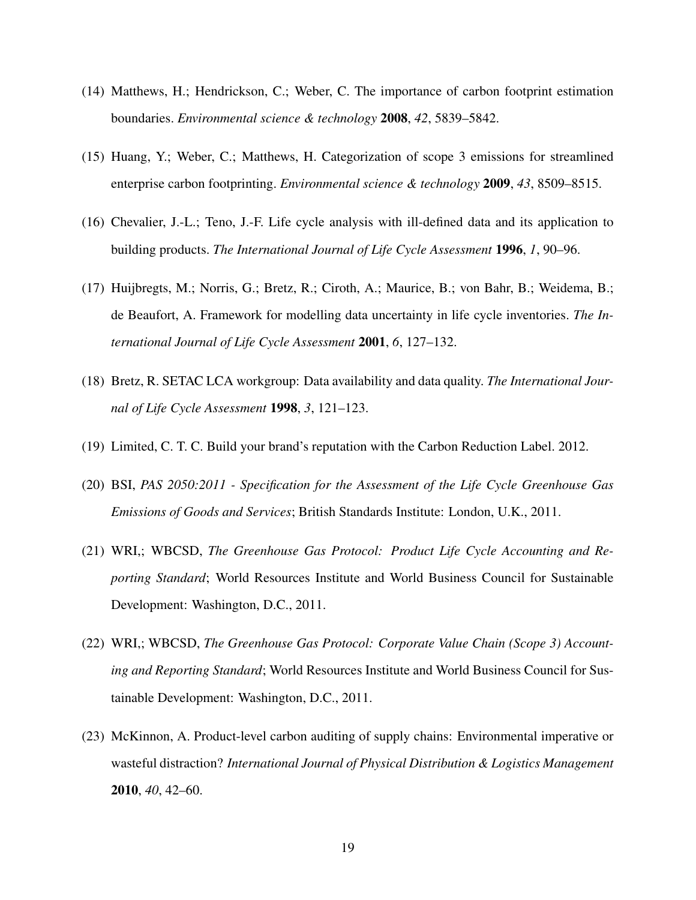(14) Matthews, H.; Hendrickson, C.; Weber, C. The importance of carbon footprint estimation boundaries. *Environmental science & technology* **2008**, *42*, 5839–5842.

(15) Huang, Y.; Weber, C.; Matthews, H. Categorization of scope 3 emissions for streamlined enterprise carbon footprinting. *Environmental science & technology* **2009**, *43*, 8509–8515.

(16) Chevalier, J.-L.; Teno, J.-F. Life cycle analysis with ill-defined data and its application to building products. *The International Journal of Life Cycle Assessment* **1996**, *1*, 90–96.

(17) Huijbregts, M.; Norris, G.; Bretz, R.; Ciroth, A.; Maurice, B.; von Bahr, B.; Weidema, B.; de Beaufort, A. Framework for modelling data uncertainty in life cycle inventories. *The International Journal of Life Cycle Assessment* **2001**, *6*, 127–132.

(18) Bretz, R. SETAC LCA workgroup: Data availability and data quality. *The International Journal of Life Cycle Assessment* **1998**, *3*, 121–123.

(19) Limited, C. T. C. Build your brand's reputation with the Carbon Reduction Label. 2012.

(20) BSI, *PAS 2050:2011 - Specification for the Assessment of the Life Cycle Greenhouse Gas Emissions of Goods and Services*; British Standards Institute: London, U.K., 2011.

(21) WRI,; WBCSD, *The Greenhouse Gas Protocol: Product Life Cycle Accounting and Reporting Standard*; World Resources Institute and World Business Council for Sustainable Development: Washington, D.C., 2011.

(22) WRI,; WBCSD, *The Greenhouse Gas Protocol: Corporate Value Chain (Scope 3) Accounting and Reporting Standard*; World Resources Institute and World Business Council for Sustainable Development: Washington, D.C., 2011.

(23) McKinnon, A. Product-level carbon auditing of supply chains: Environmental imperative or wasteful distraction? *International Journal of Physical Distribution & Logistics Management* **2010**, *40*, 42–60.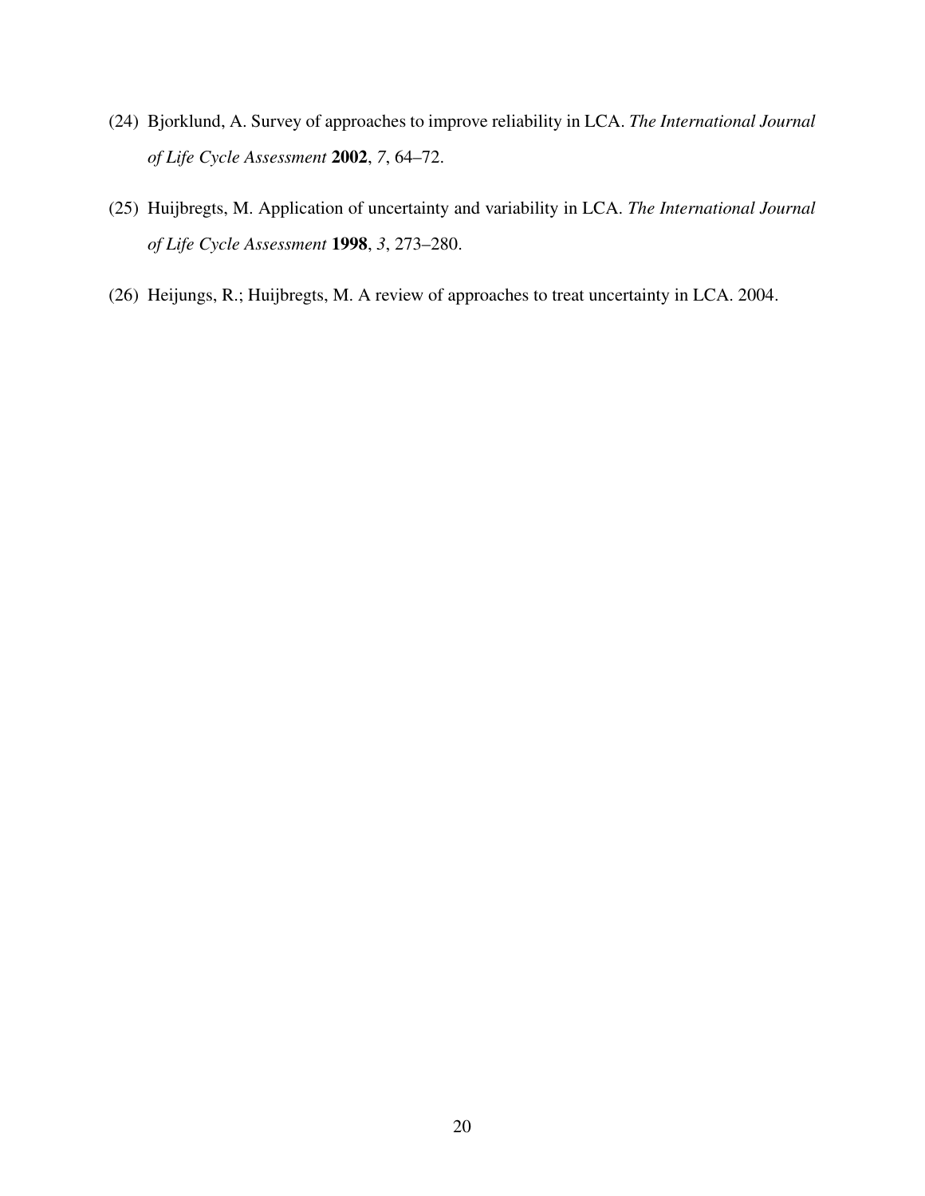(24) Bjorklund, A. Survey of approaches to improve reliability in LCA. *The International Journal of Life Cycle Assessment* **2002**, *7*, 64–72.

(25) Huijbregts, M. Application of uncertainty and variability in LCA. *The International Journal of Life Cycle Assessment* **1998**, *3*, 273–280.

(26) Heijungs, R.; Huijbregts, M. A review of approaches to treat uncertainty in LCA. 2004.